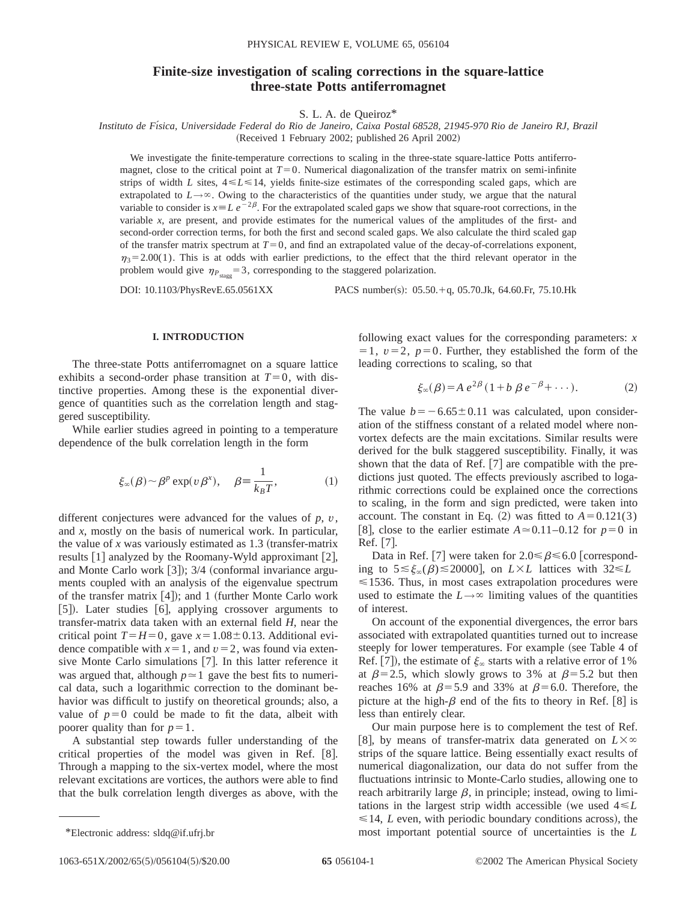# Finite-size investigation of scaling corrections in the square-lattice three-state Potts antiferromagnet

S. L. A. de Queiroz*

*Instituto de Física, Universidade Federal do Rio de Janeiro, Caixa Postal 68528, 21945-970 Rio de Janeiro RJ, Brazil*

(Received 1 February 2002; published 26 April 2002)

We investigate the finite-temperature corrections to scaling in the three-state square-lattice Potts antiferromagnet, close to the critical point at $T=0$. Numerical diagonalization of the transfer matrix on semi-infinite strips of width $L$ sites, $4 \leqslant L \leqslant 14$, yields finite-size estimates of the corresponding scaled gaps, which are extrapolated to $L\rightarrow\infty$. Owing to the characteristics of the quantities under study, we argue that the natural variable to consider is $x \equiv L\, e^{-2\beta}$. For the extrapolated scaled gaps we show that square-root corrections, in the variable $x$, are present, and provide estimates for the numerical values of the amplitudes of the first- and second-order correction terms, for both the first and second scaled gaps. We also calculate the third scaled gap of the transfer matrix spectrum at $T=0$, and find an extrapolated value of the decay-of-correlations exponent, $\eta_3 = 2.00(1)$. This is at odds with earlier predictions, to the effect that the third relevant operator in the problem would give $\eta_{P_{\rm stagg}}=3$, corresponding to the staggered polarization.

DOI: 10.1103/PhysRevE.65.0561XX PACS number(s): 05.50.+q, 05.70.Jk, 64.60.Fr, 75.10.Hk

## I. INTRODUCTION

The three-state Potts antiferromagnet on a square lattice exhibits a second-order phase transition at $T=0$, with distinctive properties. Among these is the exponential divergence of quantities such as the correlation length and staggered susceptibility.

While earlier studies agreed in pointing to a temperature dependence of the bulk correlation length in the form

$$\xi_\infty(\beta) \sim \beta^p \exp(v\,\beta^x), \quad \beta \equiv \frac{1}{k_B T}, \tag{1}$$

different conjectures were advanced for the values of $p$, $v$, and $x$, mostly on the basis of numerical work. In particular, the value of $x$ was variously estimated as 1.3 (transfer-matrix results [1] analyzed by the Roomany-Wyld approximant [2], and Monte Carlo work [3]); 3/4 (conformal invariance arguments coupled with an analysis of the eigenvalue spectrum of the transfer matrix [4]); and 1 (further Monte Carlo work [5]). Later studies [6], applying crossover arguments to transfer-matrix data taken with an external field $H$, near the critical point $T=H=0$, gave $x=1.08\pm0.13$. Additional evidence compatible with $x=1$, and $v=2$, was found via extensive Monte Carlo simulations [7]. In this latter reference it was argued that, although $p\simeq1$ gave the best fits to numerical data, such a logarithmic correction to the dominant behavior was difficult to justify on theoretical grounds; also, a value of $p=0$ could be made to fit the data, albeit with poorer quality than for $p=1$.

A substantial step towards fuller understanding of the critical properties of the model was given in Ref. [8]. Through a mapping to the six-vertex model, where the most relevant excitations are vortices, the authors were able to find that the bulk correlation length diverges as above, with the following exact values for the corresponding parameters: $x=1$, $v=2$, $p=0$. Further, they established the form of the leading corrections to scaling, so that

$$\xi_\infty(\beta) = A\, e^{2\beta}(1 + b\,\beta\, e^{-\beta} + \cdots). \tag{2}$$

The value $b=-6.65\pm0.11$ was calculated, upon consideration of the stiffness constant of a related model where nonvortex defects are the main excitations. Similar results were derived for the bulk staggered susceptibility. Finally, it was shown that the data of Ref. [7] are compatible with the predictions just quoted. The effects previously ascribed to logarithmic corrections could be explained once the corrections to scaling, in the form and sign predicted, were taken into account. The constant in Eq. (2) was fitted to $A=0.121(3)$ [8], close to the earlier estimate $A\simeq0.11$–$0.12$ for $p=0$ in Ref. [7].

Data in Ref. [7] were taken for $2.0\leqslant\beta\leqslant6.0$ [corresponding to $5\lesssim\xi_\infty(\beta)\lesssim20000$], on $L\times L$ lattices with $32\leqslant L\leqslant1536$. Thus, in most cases extrapolation procedures were used to estimate the $L\rightarrow\infty$ limiting values of the quantities of interest.

On account of the exponential divergences, the error bars associated with extrapolated quantities turned out to increase steeply for lower temperatures. For example (see Table 4 of Ref. [7]), the estimate of $\xi_\infty$ starts with a relative error of 1% at $\beta=2.5$, which slowly grows to 3% at $\beta=5.2$ but then reaches 16% at $\beta=5.9$ and 33% at $\beta=6.0$. Therefore, the picture at the high-$\beta$ end of the fits to theory in Ref. [8] is less than entirely clear.

Our main purpose here is to complement the test of Ref. [8], by means of transfer-matrix data generated on $L\times\infty$ strips of the square lattice. Being essentially exact results of numerical diagonalization, our data do not suffer from the fluctuations intrinsic to Monte-Carlo studies, allowing one to reach arbitrarily large $\beta$, in principle; instead, owing to limitations in the largest strip width accessible (we used $4\leqslant L\leqslant14$, $L$ even, with periodic boundary conditions across), the most important potential source of uncertainties is the $L$

*Electronic address: sldq@if.ufrj.br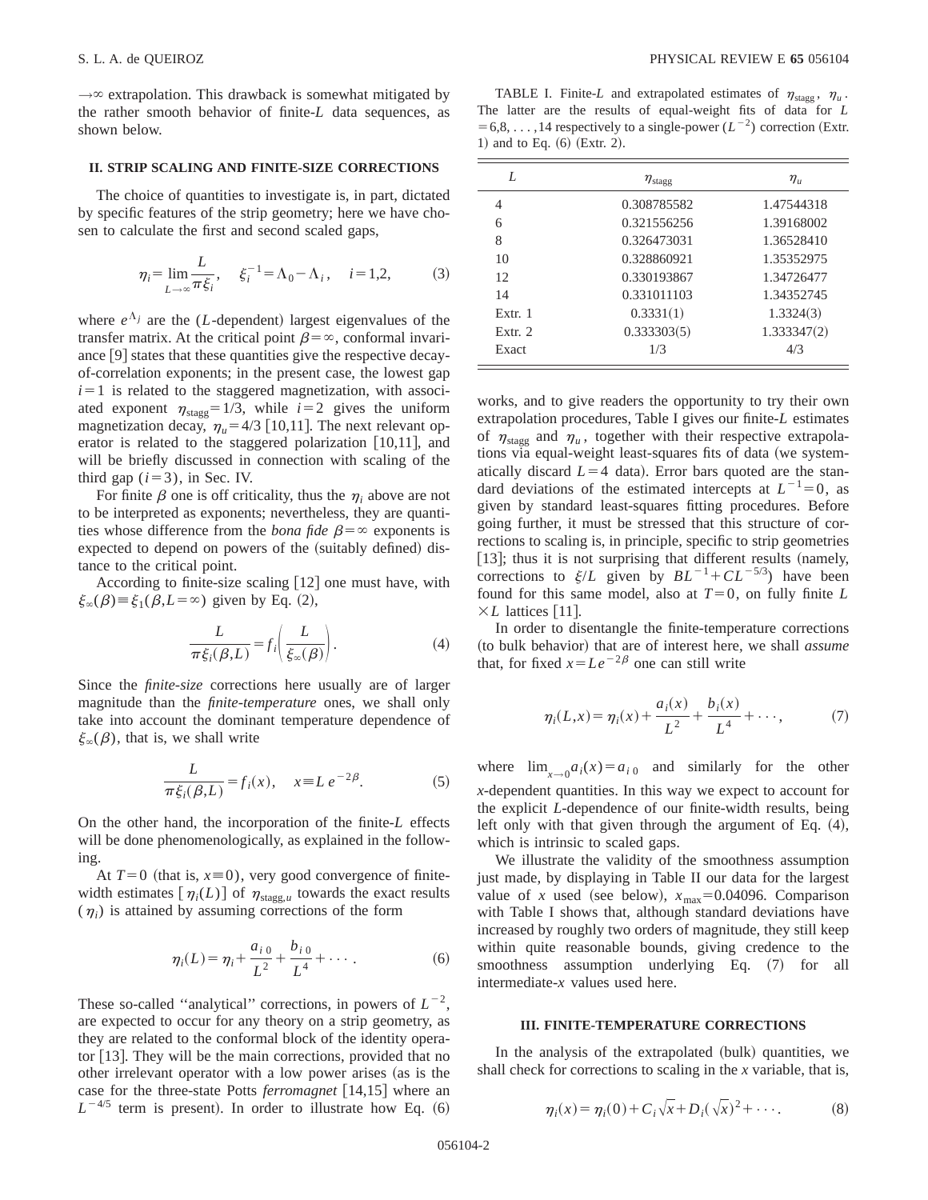$\to\infty$ extrapolation. This drawback is somewhat mitigated by the rather smooth behavior of finite-$L$ data sequences, as shown below.

## II. STRIP SCALING AND FINITE-SIZE CORRECTIONS

The choice of quantities to investigate is, in part, dictated by specific features of the strip geometry; here we have chosen to calculate the first and second scaled gaps,

$$\eta_i = \lim_{L\to\infty} \frac{L}{\pi \xi_i}, \quad \xi_i^{-1} = \Lambda_0 - \Lambda_i, \quad i=1,2, \tag{3}$$

where $e^{\Lambda_j}$ are the ($L$-dependent) largest eigenvalues of the transfer matrix. At the critical point $\beta=\infty$, conformal invariance [9] states that these quantities give the respective decay-of-correlation exponents; in the present case, the lowest gap $i=1$ is related to the staggered magnetization, with associated exponent $\eta_{\rm stagg}=1/3$, while $i=2$ gives the uniform magnetization decay, $\eta_u=4/3$ [10,11]. The next relevant operator is related to the staggered polarization [10,11], and will be briefly discussed in connection with scaling of the third gap ($i=3$), in Sec. IV.

For finite $\beta$ one is off criticality, thus the $\eta_i$ above are not to be interpreted as exponents; nevertheless, they are quantities whose difference from the *bona fide* $\beta=\infty$ exponents is expected to depend on powers of the (suitably defined) distance to the critical point.

According to finite-size scaling [12] one must have, with $\xi_\infty(\beta)\equiv\xi_1(\beta,L=\infty)$ given by Eq. (2),

$$\frac{L}{\pi \xi_i(\beta,L)} = f_i\left(\frac{L}{\xi_\infty(\beta)}\right). \tag{4}$$

Since the *finite-size* corrections here usually are of larger magnitude than the *finite-temperature* ones, we shall only take into account the dominant temperature dependence of $\xi_\infty(\beta)$, that is, we shall write

$$\frac{L}{\pi \xi_i(\beta,L)} = f_i(x), \quad x\equiv L\, e^{-2\beta}. \tag{5}$$

On the other hand, the incorporation of the finite-$L$ effects will be done phenomenologically, as explained in the following.

At $T=0$ (that is, $x\equiv 0$), very good convergence of finite-width estimates $[\eta_i(L)]$ of $\eta_{{\rm stagg},u}$ towards the exact results ($\eta_i$) is attained by assuming corrections of the form

$$\eta_i(L) = \eta_i + \frac{a_{i\,0}}{L^2} + \frac{b_{i\,0}}{L^4} + \cdots. \tag{6}$$

These so-called "analytical" corrections, in powers of $L^{-2}$, are expected to occur for any theory on a strip geometry, as they are related to the conformal block of the identity operator [13]. They will be the main corrections, provided that no other irrelevant operator with a low power arises (as is the case for the three-state Potts *ferromagnet* [14,15] where an $L^{-4/5}$ term is present). In order to illustrate how Eq. (6) works, and to give readers the opportunity to try their own extrapolation procedures, Table I gives our finite-$L$ estimates of $\eta_{\rm stagg}$ and $\eta_u$, together with their respective extrapolations via equal-weight least-squares fits of data (we systematically discard $L=4$ data). Error bars quoted are the standard deviations of the estimated intercepts at $L^{-1}=0$, as given by standard least-squares fitting procedures. Before going further, it must be stressed that this structure of corrections to scaling is, in principle, specific to strip geometries [13]; thus it is not surprising that different results (namely, corrections to $\xi/L$ given by $BL^{-1}+CL^{-5/3}$) have been found for this same model, also at $T=0$, on fully finite $L\times L$ lattices [11].

TABLE I. Finite-$L$ and extrapolated estimates of $\eta_{\rm stagg}$, $\eta_u$. The latter are the results of equal-weight fits of data for $L=6,8,\ldots,14$ respectively to a single-power ($L^{-2}$) correction (Extr. 1) and to Eq. (6) (Extr. 2).

| $L$ | $\eta_{\rm stagg}$ | $\eta_u$ |
|---|---|---|
| 4 | 0.308785582 | 1.47544318 |
| 6 | 0.321556256 | 1.39168002 |
| 8 | 0.326473031 | 1.36528410 |
| 10 | 0.328860921 | 1.35352975 |
| 12 | 0.330193867 | 1.34726477 |
| 14 | 0.331011103 | 1.34352745 |
| Extr. 1 | 0.3331(1) | 1.3324(3) |
| Extr. 2 | 0.333303(5) | 1.333347(2) |
| Exact | 1/3 | 4/3 |

In order to disentangle the finite-temperature corrections (to bulk behavior) that are of interest here, we shall *assume* that, for fixed $x=Le^{-2\beta}$ one can still write

$$\eta_i(L,x) = \eta_i(x) + \frac{a_i(x)}{L^2} + \frac{b_i(x)}{L^4} + \cdots, \tag{7}$$

where $\lim_{x\to 0} a_i(x) = a_{i\,0}$ and similarly for the other $x$-dependent quantities. In this way we expect to account for the explicit $L$-dependence of our finite-width results, being left only with that given through the argument of Eq. (4), which is intrinsic to scaled gaps.

We illustrate the validity of the smoothness assumption just made, by displaying in Table II our data for the largest value of $x$ used (see below), $x_{\rm max}=0.04096$. Comparison with Table I shows that, although standard deviations have increased by roughly two orders of magnitude, they still keep within quite reasonable bounds, giving credence to the smoothness assumption underlying Eq. (7) for all intermediate-$x$ values used here.

## III. FINITE-TEMPERATURE CORRECTIONS

In the analysis of the extrapolated (bulk) quantities, we shall check for corrections to scaling in the $x$ variable, that is,

$$\eta_i(x) = \eta_i(0) + C_i\sqrt{x} + D_i(\sqrt{x})^2 + \cdots. \tag{8}$$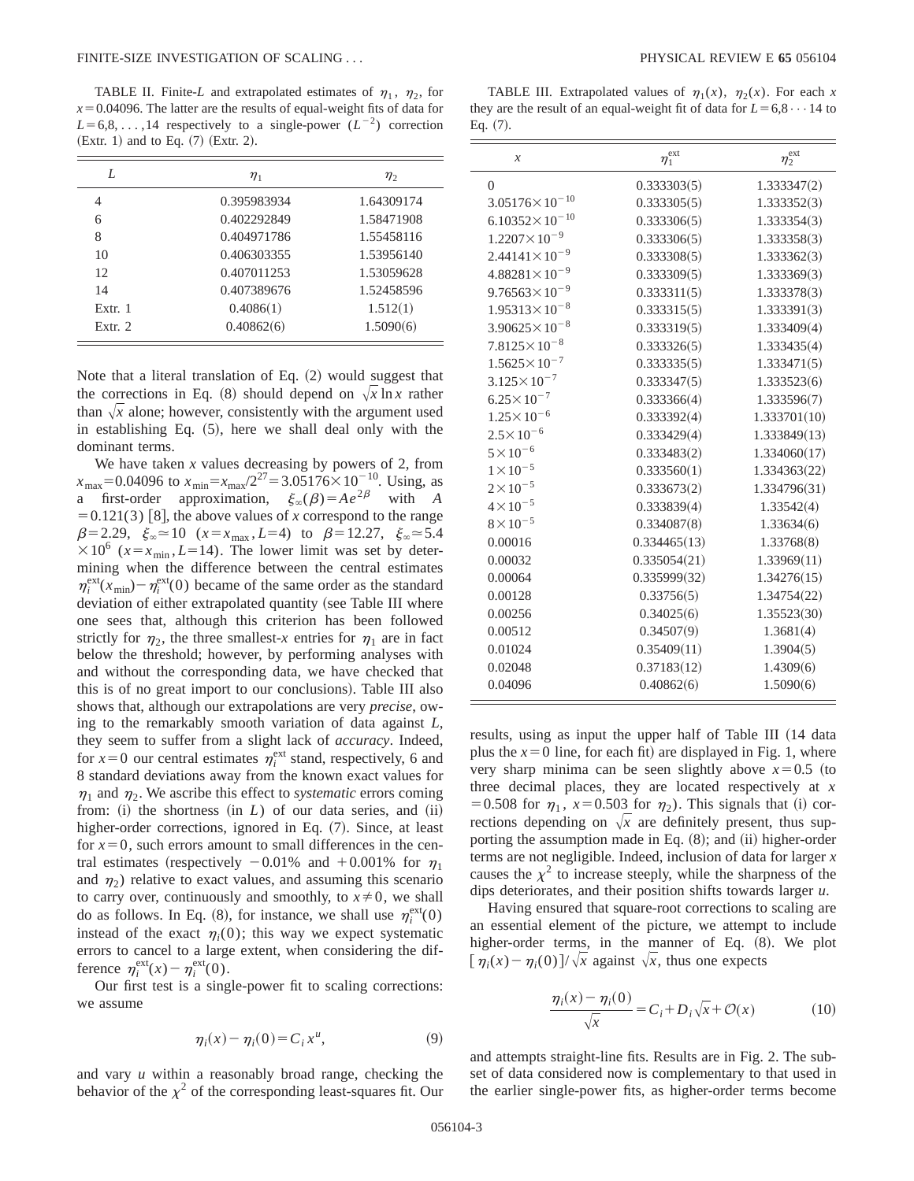TABLE II. Finite-$L$ and extrapolated estimates of $\eta_1$, $\eta_2$, for $x = 0.04096$. The latter are the results of equal-weight fits of data for $L = 6,8,\ldots,14$ respectively to a single-power ($L^{-2}$) correction (Extr. 1) and to Eq. (7) (Extr. 2).

| $L$ | $\eta_1$ | $\eta_2$ |
|---|---|---|
| 4 | 0.395983934 | 1.64309174 |
| 6 | 0.402292849 | 1.58471908 |
| 8 | 0.404971786 | 1.55458116 |
| 10 | 0.406303355 | 1.53956140 |
| 12 | 0.407011253 | 1.53059628 |
| 14 | 0.407389676 | 1.52458596 |
| Extr. 1 | 0.4086(1) | 1.512(1) |
| Extr. 2 | 0.40862(6) | 1.5090(6) |

Note that a literal translation of Eq. (2) would suggest that the corrections in Eq. (8) should depend on $\sqrt{x}\ln x$ rather than $\sqrt{x}$ alone; however, consistently with the argument used in establishing Eq. (5), here we shall deal only with the dominant terms.

We have taken $x$ values decreasing by powers of 2, from $x_{\rm max} = 0.04096$ to $x_{\rm min} = x_{\rm max}/2^{27} = 3.05176\times 10^{-10}$. Using, as a first-order approximation, $\xi_\infty(\beta) = Ae^{2\beta}$ with $A = 0.121(3)$ [8], the above values of $x$ correspond to the range $\beta = 2.29$, $\xi_\infty \simeq 10$ ($x = x_{\rm max}, L = 4$) to $\beta = 12.27$, $\xi_\infty \simeq 5.4\times 10^6$ ($x = x_{\rm min}, L = 14$). The lower limit was set by determining when the difference between the central estimates $\eta_i^{\rm ext}(x_{\rm min}) - \eta_i^{\rm ext}(0)$ became of the same order as the standard deviation of either extrapolated quantity (see Table III where one sees that, although this criterion has been followed strictly for $\eta_2$, the three smallest-$x$ entries for $\eta_1$ are in fact below the threshold; however, by performing analyses with and without the corresponding data, we have checked that this is of no great import to our conclusions). Table III also shows that, although our extrapolations are very *precise*, owing to the remarkably smooth variation of data against $L$, they seem to suffer from a slight lack of *accuracy*. Indeed, for $x = 0$ our central estimates $\eta_i^{\rm ext}$ stand, respectively, 6 and 8 standard deviations away from the known exact values for $\eta_1$ and $\eta_2$. We ascribe this effect to *systematic* errors coming from: (i) the shortness (in $L$) of our data series, and (ii) higher-order corrections, ignored in Eq. (7). Since, at least for $x = 0$, such errors amount to small differences in the central estimates (respectively $-0.01\%$ and $+0.001\%$ for $\eta_1$ and $\eta_2$) relative to exact values, and assuming this scenario to carry over, continuously and smoothly, to $x \neq 0$, we shall do as follows. In Eq. (8), for instance, we shall use $\eta_i^{\rm ext}(0)$ instead of the exact $\eta_i(0)$; this way we expect systematic errors to cancel to a large extent, when considering the difference $\eta_i^{\rm ext}(x) - \eta_i^{\rm ext}(0)$.

Our first test is a single-power fit to scaling corrections: we assume

$$\eta_i(x) - \eta_i(0) = C_i\, x^u, \tag{9}$$

and vary $u$ within a reasonably broad range, checking the behavior of the $\chi^2$ of the corresponding least-squares fit. Our results, using as input the upper half of Table III (14 data plus the $x = 0$ line, for each fit) are displayed in Fig. 1, where very sharp minima can be seen slightly above $x = 0.5$ (to three decimal places, they are located respectively at $x = 0.508$ for $\eta_1$, $x = 0.503$ for $\eta_2$). This signals that (i) corrections depending on $\sqrt{x}$ are definitely present, thus supporting the assumption made in Eq. (8); and (ii) higher-order terms are not negligible. Indeed, inclusion of data for larger $x$ causes the $\chi^2$ to increase steeply, while the sharpness of the dips deteriorates, and their position shifts towards larger $u$.

TABLE III. Extrapolated values of $\eta_1(x)$, $\eta_2(x)$. For each $x$ they are the result of an equal-weight fit of data for $L = 6,8\cdots 14$ to Eq. (7).

| $x$ | $\eta_1^{\rm ext}$ | $\eta_2^{\rm ext}$ |
|---|---|---|
| 0 | 0.333303(5) | 1.333347(2) |
| $3.05176\times 10^{-10}$ | 0.333305(5) | 1.333352(3) |
| $6.10352\times 10^{-10}$ | 0.333306(5) | 1.333354(3) |
| $1.2207\times 10^{-9}$ | 0.333306(5) | 1.333358(3) |
| $2.44141\times 10^{-9}$ | 0.333308(5) | 1.333362(3) |
| $4.88281\times 10^{-9}$ | 0.333309(5) | 1.333369(3) |
| $9.76563\times 10^{-9}$ | 0.333311(5) | 1.333378(3) |
| $1.95313\times 10^{-8}$ | 0.333315(5) | 1.333391(3) |
| $3.90625\times 10^{-8}$ | 0.333319(5) | 1.333409(4) |
| $7.8125\times 10^{-8}$ | 0.333326(5) | 1.333435(4) |
| $1.5625\times 10^{-7}$ | 0.333335(5) | 1.333471(5) |
| $3.125\times 10^{-7}$ | 0.333347(5) | 1.333523(6) |
| $6.25\times 10^{-7}$ | 0.333366(4) | 1.333596(7) |
| $1.25\times 10^{-6}$ | 0.333392(4) | 1.333701(10) |
| $2.5\times 10^{-6}$ | 0.333429(4) | 1.333849(13) |
| $5\times 10^{-6}$ | 0.333483(2) | 1.334060(17) |
| $1\times 10^{-5}$ | 0.333560(1) | 1.334363(22) |
| $2\times 10^{-5}$ | 0.333673(2) | 1.334796(31) |
| $4\times 10^{-5}$ | 0.333839(4) | 1.33542(4) |
| $8\times 10^{-5}$ | 0.334087(8) | 1.33634(6) |
| 0.00016 | 0.334465(13) | 1.33768(8) |
| 0.00032 | 0.335054(21) | 1.33969(11) |
| 0.00064 | 0.335999(32) | 1.34276(15) |
| 0.00128 | 0.33756(5) | 1.34754(22) |
| 0.00256 | 0.34025(6) | 1.35523(30) |
| 0.00512 | 0.34507(9) | 1.3681(4) |
| 0.01024 | 0.35409(11) | 1.3904(5) |
| 0.02048 | 0.37183(12) | 1.4309(6) |
| 0.04096 | 0.40862(6) | 1.5090(6) |

Having ensured that square-root corrections to scaling are an essential element of the picture, we attempt to include higher-order terms, in the manner of Eq. (8). We plot $[\eta_i(x) - \eta_i(0)]/\sqrt{x}$ against $\sqrt{x}$, thus one expects

$$\frac{\eta_i(x) - \eta_i(0)}{\sqrt{x}} = C_i + D_i\sqrt{x} + \mathcal{O}(x) \tag{10}$$

and attempts straight-line fits. Results are in Fig. 2. The subset of data considered now is complementary to that used in the earlier single-power fits, as higher-order terms become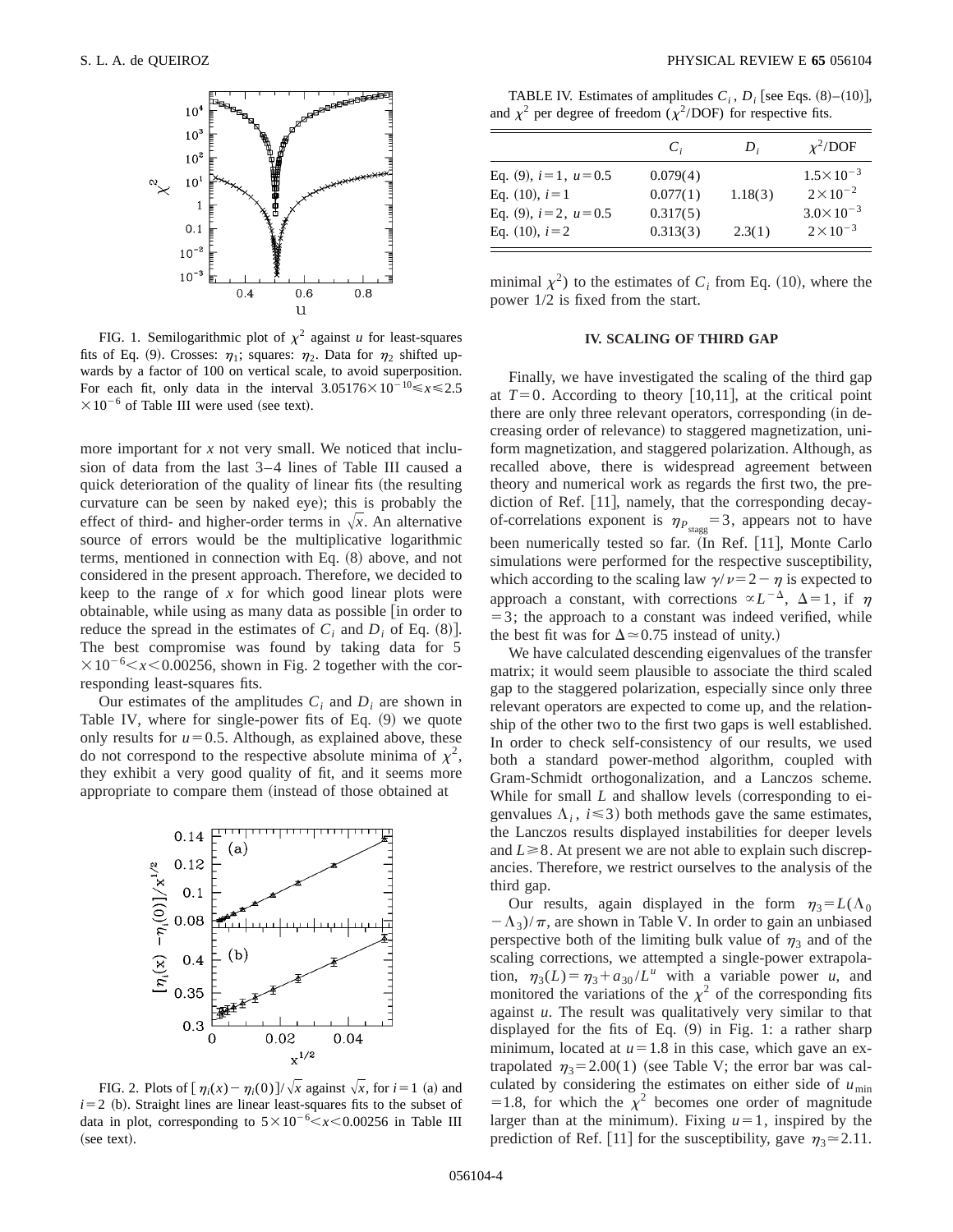FIG. 1. Semilogarithmic plot of $\chi^2$ against $u$ for least-squares fits of Eq. (9). Crosses: $\eta_1$; squares: $\eta_2$. Data for $\eta_2$ shifted upwards by a factor of 100 on vertical scale, to avoid superposition. For each fit, only data in the interval $3.05176\times10^{-10} \leqslant x \leqslant 2.5\times10^{-6}$ of Table III were used (see text).

more important for $x$ not very small. We noticed that inclusion of data from the last 3–4 lines of Table III caused a quick deterioration of the quality of linear fits (the resulting curvature can be seen by naked eye); this is probably the effect of third- and higher-order terms in $\sqrt{x}$. An alternative source of errors would be the multiplicative logarithmic terms, mentioned in connection with Eq. (8) above, and not considered in the present approach. Therefore, we decided to keep to the range of $x$ for which good linear plots were obtainable, while using as many data as possible [in order to reduce the spread in the estimates of $C_i$ and $D_i$ of Eq. (8)]. The best compromise was found by taking data for $5\times10^{-6} < x < 0.00256$, shown in Fig. 2 together with the corresponding least-squares fits.

Our estimates of the amplitudes $C_i$ and $D_i$ are shown in Table IV, where for single-power fits of Eq. (9) we quote only results for $u=0.5$. Although, as explained above, these do not correspond to the respective absolute minima of $\chi^2$, they exhibit a very good quality of fit, and it seems more appropriate to compare them (instead of those obtained at

FIG. 2. Plots of $[\eta_i(x)-\eta_i(0)]/\sqrt{x}$ against $\sqrt{x}$, for $i=1$ (a) and $i=2$ (b). Straight lines are linear least-squares fits to the subset of data in plot, corresponding to $5\times10^{-6} < x < 0.00256$ in Table III (see text).

TABLE IV. Estimates of amplitudes $C_i$, $D_i$ [see Eqs. (8)–(10)], and $\chi^2$ per degree of freedom ($\chi^2$/DOF) for respective fits.

| | $C_i$ | $D_i$ | $\chi^2$/DOF |
|---|---|---|---|
| Eq. (9), $i=1$, $u=0.5$ | 0.079(4) | | $1.5\times10^{-3}$ |
| Eq. (10), $i=1$ | 0.077(1) | 1.18(3) | $2\times10^{-2}$ |
| Eq. (9), $i=2$, $u=0.5$ | 0.317(5) | | $3.0\times10^{-3}$ |
| Eq. (10), $i=2$ | 0.313(3) | 2.3(1) | $2\times10^{-3}$ |

minimal $\chi^2$) to the estimates of $C_i$ from Eq. (10), where the power 1/2 is fixed from the start.

## IV. SCALING OF THIRD GAP

Finally, we have investigated the scaling of the third gap at $T=0$. According to theory [10,11], at the critical point there are only three relevant operators, corresponding (in decreasing order of relevance) to staggered magnetization, uniform magnetization, and staggered polarization. Although, as recalled above, there is widespread agreement between theory and numerical work as regards the first two, the prediction of Ref. [11], namely, that the corresponding decay-of-correlations exponent is $\eta_{P_{\rm stagg}}=3$, appears not to have been numerically tested so far. (In Ref. [11], Monte Carlo simulations were performed for the respective susceptibility, which according to the scaling law $\gamma/\nu=2-\eta$ is expected to approach a constant, with corrections $\propto L^{-\Delta}$, $\Delta=1$, if $\eta=3$; the approach to a constant was indeed verified, while the best fit was for $\Delta\simeq0.75$ instead of unity.)

We have calculated descending eigenvalues of the transfer matrix; it would seem plausible to associate the third scaled gap to the staggered polarization, especially since only three relevant operators are expected to come up, and the relationship of the other two to the first two gaps is well established. In order to check self-consistency of our results, we used both a standard power-method algorithm, coupled with Gram-Schmidt orthogonalization, and a Lanczos scheme. While for small $L$ and shallow levels (corresponding to eigenvalues $\Lambda_i$, $i\leqslant3$) both methods gave the same estimates, the Lanczos results displayed instabilities for deeper levels and $L\geqslant8$. At present we are not able to explain such discrepancies. Therefore, we restrict ourselves to the analysis of the third gap.

Our results, again displayed in the form $\eta_3=L(\Lambda_0-\Lambda_3)/\pi$, are shown in Table V. In order to gain an unbiased perspective both of the limiting bulk value of $\eta_3$ and of the scaling corrections, we attempted a single-power extrapolation, $\eta_3(L)=\eta_3+a_{30}/L^u$ with a variable power $u$, and monitored the variations of the $\chi^2$ of the corresponding fits against $u$. The result was qualitatively very similar to that displayed for the fits of Eq. (9) in Fig. 1: a rather sharp minimum, located at $u=1.8$ in this case, which gave an extrapolated $\eta_3=2.00(1)$ (see Table V; the error bar was calculated by considering the estimates on either side of $u_{\rm min}=1.8$, for which the $\chi^2$ becomes one order of magnitude larger than at the minimum). Fixing $u=1$, inspired by the prediction of Ref. [11] for the susceptibility, gave $\eta_3\simeq2.11$.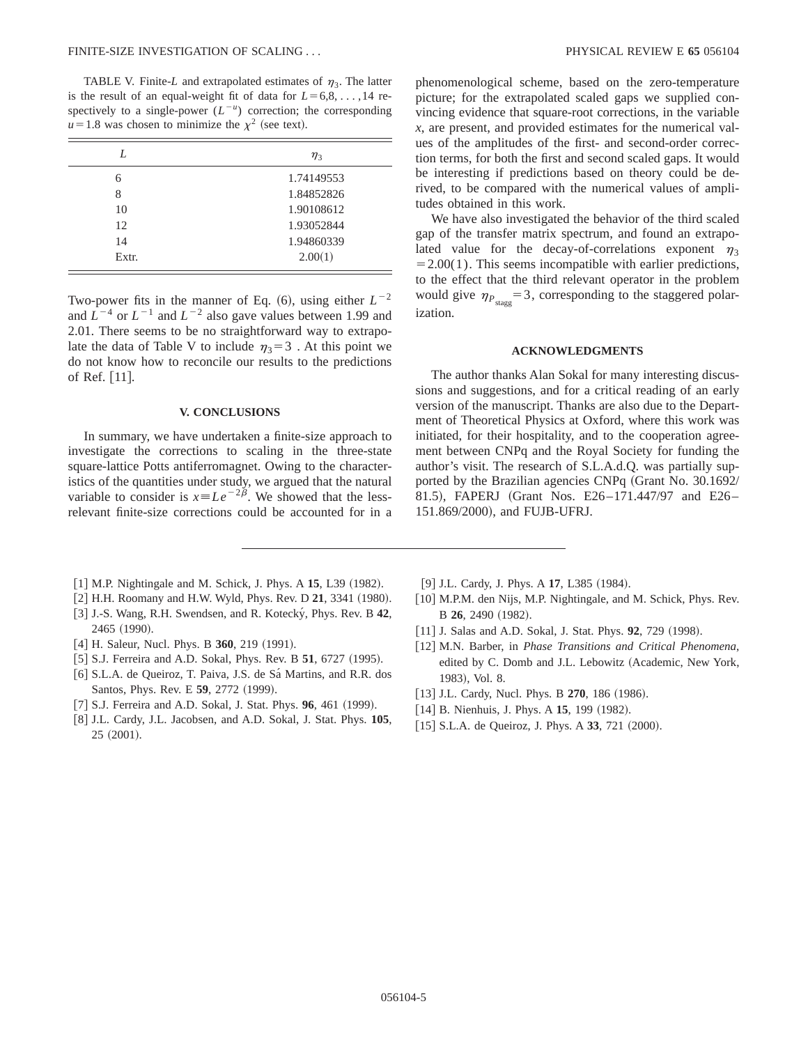TABLE V. Finite-$L$ and extrapolated estimates of $\eta_3$. The latter is the result of an equal-weight fit of data for $L=6,8,\ldots,14$ respectively to a single-power ($L^{-u}$) correction; the corresponding $u=1.8$ was chosen to minimize the $\chi^2$ (see text).

| $L$ | $\eta_3$ |
|---|---|
| 6 | 1.74149553 |
| 8 | 1.84852826 |
| 10 | 1.90108612 |
| 12 | 1.93052844 |
| 14 | 1.94860339 |
| Extr. | 2.00(1) |

Two-power fits in the manner of Eq. (6), using either $L^{-2}$ and $L^{-4}$ or $L^{-1}$ and $L^{-2}$ also gave values between 1.99 and 2.01. There seems to be no straightforward way to extrapolate the data of Table V to include $\eta_3=3$ . At this point we do not know how to reconcile our results to the predictions of Ref. [11].

## V. CONCLUSIONS

In summary, we have undertaken a finite-size approach to investigate the corrections to scaling in the three-state square-lattice Potts antiferromagnet. Owing to the characteristics of the quantities under study, we argued that the natural variable to consider is $x\equiv Le^{-2\beta}$. We showed that the less-relevant finite-size corrections could be accounted for in a phenomenological scheme, based on the zero-temperature picture; for the extrapolated scaled gaps we supplied convincing evidence that square-root corrections, in the variable $x$, are present, and provided estimates for the numerical values of the amplitudes of the first- and second-order correction terms, for both the first and second scaled gaps. It would be interesting if predictions based on theory could be derived, to be compared with the numerical values of amplitudes obtained in this work.

We have also investigated the behavior of the third scaled gap of the transfer matrix spectrum, and found an extrapolated value for the decay-of-correlations exponent $\eta_3=2.00(1)$. This seems incompatible with earlier predictions, to the effect that the third relevant operator in the problem would give $\eta_{P_{\text{stagg}}}=3$, corresponding to the staggered polarization.

## ACKNOWLEDGMENTS

The author thanks Alan Sokal for many interesting discussions and suggestions, and for a critical reading of an early version of the manuscript. Thanks are also due to the Department of Theoretical Physics at Oxford, where this work was initiated, for their hospitality, and to the cooperation agreement between CNPq and the Royal Society for funding the author's visit. The research of S.L.A.d.Q. was partially supported by the Brazilian agencies CNPq (Grant No. 30.1692/81.5), FAPERJ (Grant Nos. E26–171.447/97 and E26–151.869/2000), and FUJB-UFRJ.

[1] M.P. Nightingale and M. Schick, J. Phys. A **15**, L39 (1982).
[2] H.H. Roomany and H.W. Wyld, Phys. Rev. D **21**, 3341 (1980).
[3] J.-S. Wang, R.H. Swendsen, and R. Kotecký, Phys. Rev. B **42**, 2465 (1990).
[4] H. Saleur, Nucl. Phys. B **360**, 219 (1991).
[5] S.J. Ferreira and A.D. Sokal, Phys. Rev. B **51**, 6727 (1995).
[6] S.L.A. de Queiroz, T. Paiva, J.S. de Sá Martins, and R.R. dos Santos, Phys. Rev. E **59**, 2772 (1999).
[7] S.J. Ferreira and A.D. Sokal, J. Stat. Phys. **96**, 461 (1999).
[8] J.L. Cardy, J.L. Jacobsen, and A.D. Sokal, J. Stat. Phys. **105**, 25 (2001).
[9] J.L. Cardy, J. Phys. A **17**, L385 (1984).
[10] M.P.M. den Nijs, M.P. Nightingale, and M. Schick, Phys. Rev. B **26**, 2490 (1982).
[11] J. Salas and A.D. Sokal, J. Stat. Phys. **92**, 729 (1998).
[12] M.N. Barber, in *Phase Transitions and Critical Phenomena*, edited by C. Domb and J.L. Lebowitz (Academic, New York, 1983), Vol. 8.
[13] J.L. Cardy, Nucl. Phys. B **270**, 186 (1986).
[14] B. Nienhuis, J. Phys. A **15**, 199 (1982).
[15] S.L.A. de Queiroz, J. Phys. A **33**, 721 (2000).